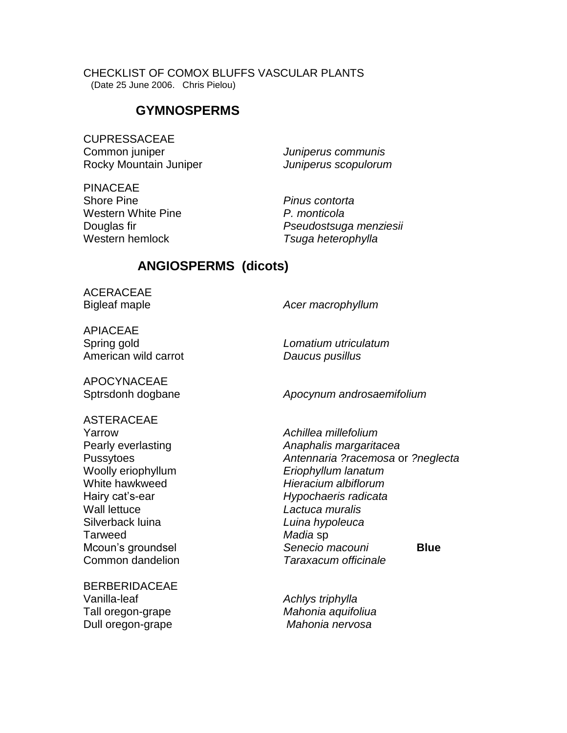CHECKLIST OF COMOX BLUFFS VASCULAR PLANTS
(Date 25 June 2006. Chris Pielou)

## GYMNOSPERMS

CUPRESSACEAE

| | | |
|---|---|---|
| Common juniper | *Juniperus communis* | |
| Rocky Mountain Juniper | *Juniperus scopulorum* | |

PINACEAE

| | | |
|---|---|---|
| Shore Pine | *Pinus contorta* | |
| Western White Pine | *P. monticola* | |
| Douglas fir | *Pseudostsuga menziesii* | |
| Western hemlock | *Tsuga heterophylla* | |

## ANGIOSPERMS (dicots)

ACERACEAE

| | | |
|---|---|---|
| Bigleaf maple | *Acer macrophyllum* | |

APIACEAE

| | | |
|---|---|---|
| Spring gold | *Lomatium utriculatum* | |
| American wild carrot | *Daucus pusillus* | |

APOCYNACEAE

| | | |
|---|---|---|
| Sptrsdonh dogbane | *Apocynum androsaemifolium* | |

ASTERACEAE

| | | |
|---|---|---|
| Yarrow | *Achillea millefolium* | |
| Pearly everlasting | *Anaphalis margaritacea* | |
| Pussytoes | *Antennaria ?racemosa* or *?neglecta* | |
| Woolly eriophyllum | *Eriophyllum lanatum* | |
| White hawkweed | *Hieracium albiflorum* | |
| Hairy cat's-ear | *Hypochaeris radicata* | |
| Wall lettuce | *Lactuca muralis* | |
| Silverback luina | *Luina hypoleuca* | |
| Tarweed | *Madia* sp | |
| Mcoun's groundsel | *Senecio macouni* | **Blue** |
| Common dandelion | *Taraxacum officinale* | |

BERBERIDACEAE

| | | |
|---|---|---|
| Vanilla-leaf | *Achlys triphylla* | |
| Tall oregon-grape | *Mahonia aquifoliua* | |
| Dull oregon-grape | *Mahonia nervosa* | |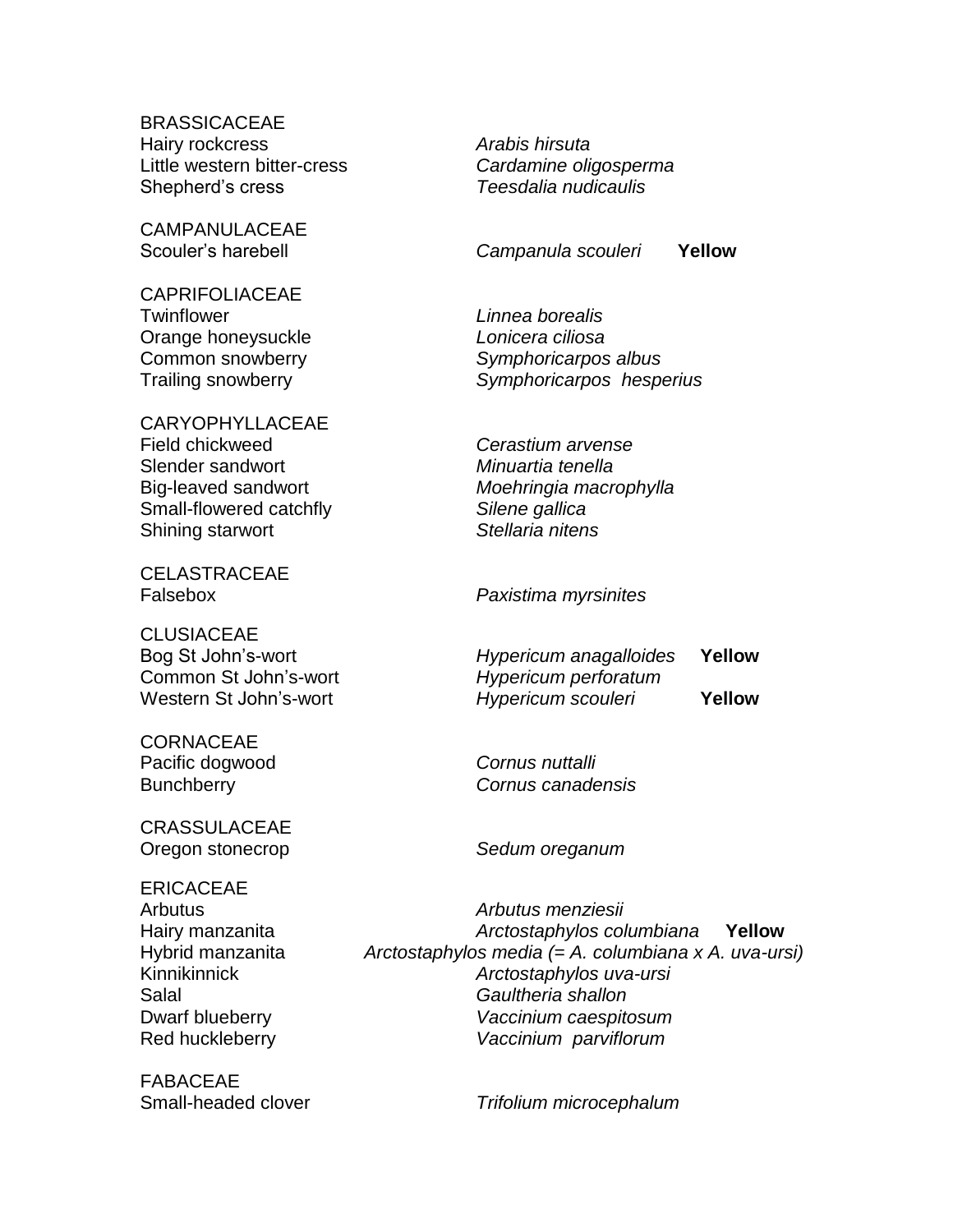BRASSICACEAE

| | | |
|---|---|---|
| Hairy rockcress | *Arabis hirsuta* | |
| Little western bitter-cress | *Cardamine oligosperma* | |
| Shepherd's cress | *Teesdalia nudicaulis* | |

CAMPANULACEAE

| | | |
|---|---|---|
| Scouler's harebell | *Campanula scouleri* | **Yellow** |

CAPRIFOLIACEAE

| | | |
|---|---|---|
| Twinflower | *Linnea borealis* | |
| Orange honeysuckle | *Lonicera ciliosa* | |
| Common snowberry | *Symphoricarpos albus* | |
| Trailing snowberry | *Symphoricarpos hesperius* | |

CARYOPHYLLACEAE

| | | |
|---|---|---|
| Field chickweed | *Cerastium arvense* | |
| Slender sandwort | *Minuartia tenella* | |
| Big-leaved sandwort | *Moehringia macrophylla* | |
| Small-flowered catchfly | *Silene gallica* | |
| Shining starwort | *Stellaria nitens* | |

CELASTRACEAE

| | | |
|---|---|---|
| Falsebox | *Paxistima myrsinites* | |

CLUSIACEAE

| | | |
|---|---|---|
| Bog St John's-wort | *Hypericum anagalloides* | **Yellow** |
| Common St John's-wort | *Hypericum perforatum* | |
| Western St John's-wort | *Hypericum scouleri* | **Yellow** |

CORNACEAE

| | | |
|---|---|---|
| Pacific dogwood | *Cornus nuttalli* | |
| Bunchberry | *Cornus canadensis* | |

CRASSULACEAE

| | | |
|---|---|---|
| Oregon stonecrop | *Sedum oreganum* | |

ERICACEAE

| | | |
|---|---|---|
| Arbutus | *Arbutus menziesii* | |
| Hairy manzanita | *Arctostaphylos columbiana* | **Yellow** |
| Hybrid manzanita | *Arctostaphylos media (= A. columbiana x A. uva-ursi)* | |
| Kinnikinnick | *Arctostaphylos uva-ursi* | |
| Salal | *Gaultheria shallon* | |
| Dwarf blueberry | *Vaccinium caespitosum* | |
| Red huckleberry | *Vaccinium parviflorum* | |

FABACEAE

| | | |
|---|---|---|
| Small-headed clover | *Trifolium microcephalum* | |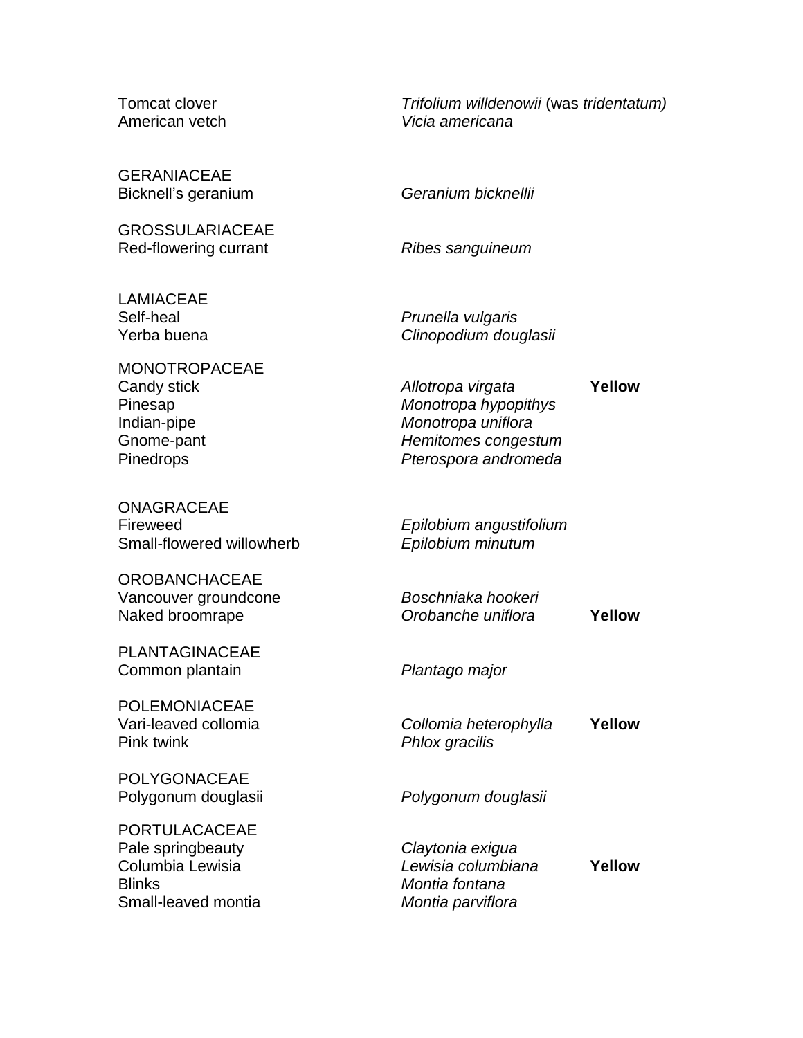| | | |
|---|---|---|
| Tomcat clover | *Trifolium willdenowii* (was *tridentatum)* | |
| American vetch | *Vicia americana* | |
| | | |
| GERANIACEAE | | |
| Bicknell's geranium | *Geranium bicknellii* | |
| | | |
| GROSSULARIACEAE | | |
| Red-flowering currant | *Ribes sanguineum* | |
| | | |
| LAMIACEAE | | |
| Self-heal | *Prunella vulgaris* | |
| Yerba buena | *Clinopodium douglasii* | |
| | | |
| MONOTROPACEAE | | |
| Candy stick | *Allotropa virgata* | **Yellow** |
| Pinesap | *Monotropa hypopithys* | |
| Indian-pipe | *Monotropa uniflora* | |
| Gnome-pant | *Hemitomes congestum* | |
| Pinedrops | *Pterospora andromeda* | |
| | | |
| ONAGRACEAE | | |
| Fireweed | *Epilobium angustifolium* | |
| Small-flowered willowherb | *Epilobium minutum* | |
| | | |
| OROBANCHACEAE | | |
| Vancouver groundcone | *Boschniaka hookeri* | |
| Naked broomrape | *Orobanche uniflora* | **Yellow** |
| | | |
| PLANTAGINACEAE | | |
| Common plantain | *Plantago major* | |
| | | |
| POLEMONIACEAE | | |
| Vari-leaved collomia | *Collomia heterophylla* | **Yellow** |
| Pink twink | *Phlox gracilis* | |
| | | |
| POLYGONACEAE | | |
| Polygonum douglasii | *Polygonum douglasii* | |
| | | |
| PORTULACACEAE | | |
| Pale springbeauty | *Claytonia exigua* | |
| Columbia Lewisia | *Lewisia columbiana* | **Yellow** |
| Blinks | *Montia fontana* | |
| Small-leaved montia | *Montia parviflora* | |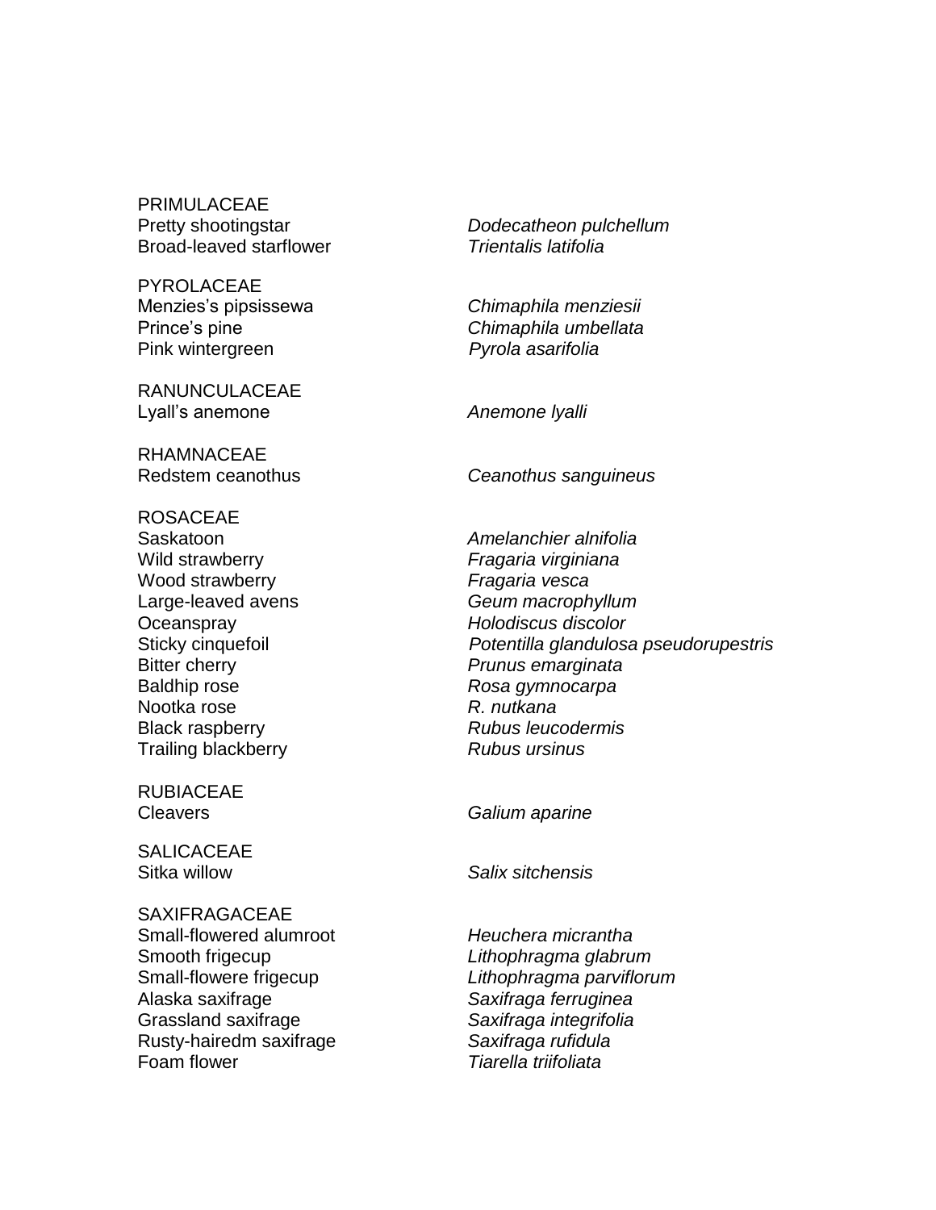PRIMULACEAE

| | |
|---|---|
| Pretty shootingstar | *Dodecatheon pulchellum* |
| Broad-leaved starflower | *Trientalis latifolia* |

PYROLACEAE

| | |
|---|---|
| Menzies's pipsissewa | *Chimaphila menziesii* |
| Prince's pine | *Chimaphila umbellata* |
| Pink wintergreen | *Pyrola asarifolia* |

RANUNCULACEAE

| | |
|---|---|
| Lyall's anemone | *Anemone lyalli* |

RHAMNACEAE

| | |
|---|---|
| Redstem ceanothus | *Ceanothus sanguineus* |

ROSACEAE

| | |
|---|---|
| Saskatoon | *Amelanchier alnifolia* |
| Wild strawberry | *Fragaria virginiana* |
| Wood strawberry | *Fragaria vesca* |
| Large-leaved avens | *Geum macrophyllum* |
| Oceanspray | *Holodiscus discolor* |
| Sticky cinquefoil | *Potentilla glandulosa pseudorupestris* |
| Bitter cherry | *Prunus emarginata* |
| Baldhip rose | *Rosa gymnocarpa* |
| Nootka rose | *R. nutkana* |
| Black raspberry | *Rubus leucodermis* |
| Trailing blackberry | *Rubus ursinus* |

RUBIACEAE

| | |
|---|---|
| Cleavers | *Galium aparine* |

SALICACEAE

| | |
|---|---|
| Sitka willow | *Salix sitchensis* |

SAXIFRAGACEAE

| | |
|---|---|
| Small-flowered alumroot | *Heuchera micrantha* |
| Smooth frigecup | *Lithophragma glabrum* |
| Small-flowere frigecup | *Lithophragma parviflorum* |
| Alaska saxifrage | *Saxifraga ferruginea* |
| Grassland saxifrage | *Saxifraga integrifolia* |
| Rusty-hairedm saxifrage | *Saxifraga rufidula* |
| Foam flower | *Tiarella triifoliata* |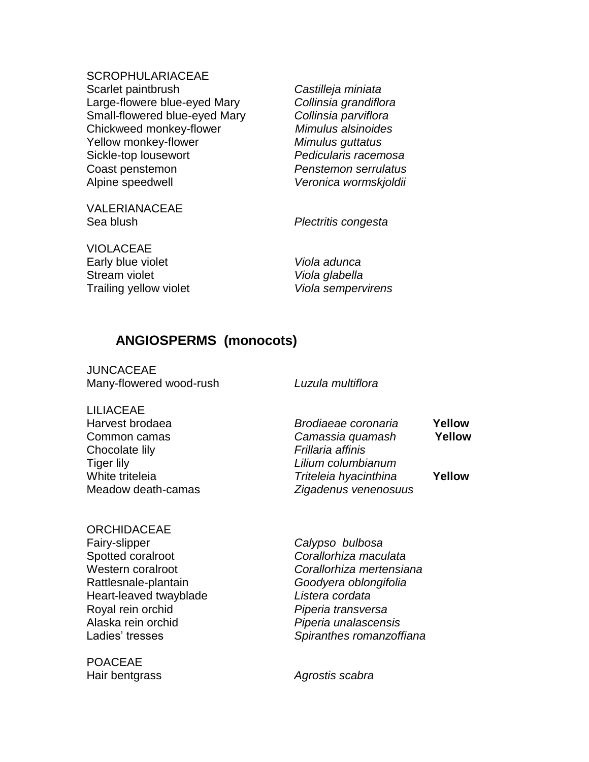SCROPHULARIACEAE

| | | |
|---|---|---|
| Scarlet paintbrush | *Castilleja miniata* | |
| Large-flowere blue-eyed Mary | *Collinsia grandiflora* | |
| Small-flowered blue-eyed Mary | *Collinsia parviflora* | |
| Chickweed monkey-flower | *Mimulus alsinoides* | |
| Yellow monkey-flower | *Mimulus guttatus* | |
| Sickle-top lousewort | *Pedicularis racemosa* | |
| Coast penstemon | *Penstemon serrulatus* | |
| Alpine speedwell | *Veronica wormskjoldii* | |

VALERIANACEAE

| | | |
|---|---|---|
| Sea blush | *Plectritis congesta* | |

VIOLACEAE

| | | |
|---|---|---|
| Early blue violet | *Viola adunca* | |
| Stream violet | *Viola glabella* | |
| Trailing yellow violet | *Viola sempervirens* | |

## ANGIOSPERMS (monocots)

JUNCACEAE

| | | |
|---|---|---|
| Many-flowered wood-rush | *Luzula multiflora* | |

LILIACEAE

| | | |
|---|---|---|
| Harvest brodaea | *Brodiaeae coronaria* | **Yellow** |
| Common camas | *Camassia quamash* | **Yellow** |
| Chocolate lily | *Frillaria affinis* | |
| Tiger lily | *Lilium columbianum* | |
| White triteleia | *Triteleia hyacinthina* | **Yellow** |
| Meadow death-camas | *Zigadenus venenosuus* | |

ORCHIDACEAE

| | | |
|---|---|---|
| Fairy-slipper | *Calypso bulbosa* | |
| Spotted coralroot | *Corallorhiza maculata* | |
| Western coralroot | *Corallorhiza mertensiana* | |
| Rattlesnale-plantain | *Goodyera oblongifolia* | |
| Heart-leaved twayblade | *Listera cordata* | |
| Royal rein orchid | *Piperia transversa* | |
| Alaska rein orchid | *Piperia unalascensis* | |
| Ladies' tresses | *Spiranthes romanzoffiana* | |

POACEAE

| | | |
|---|---|---|
| Hair bentgrass | *Agrostis scabra* | |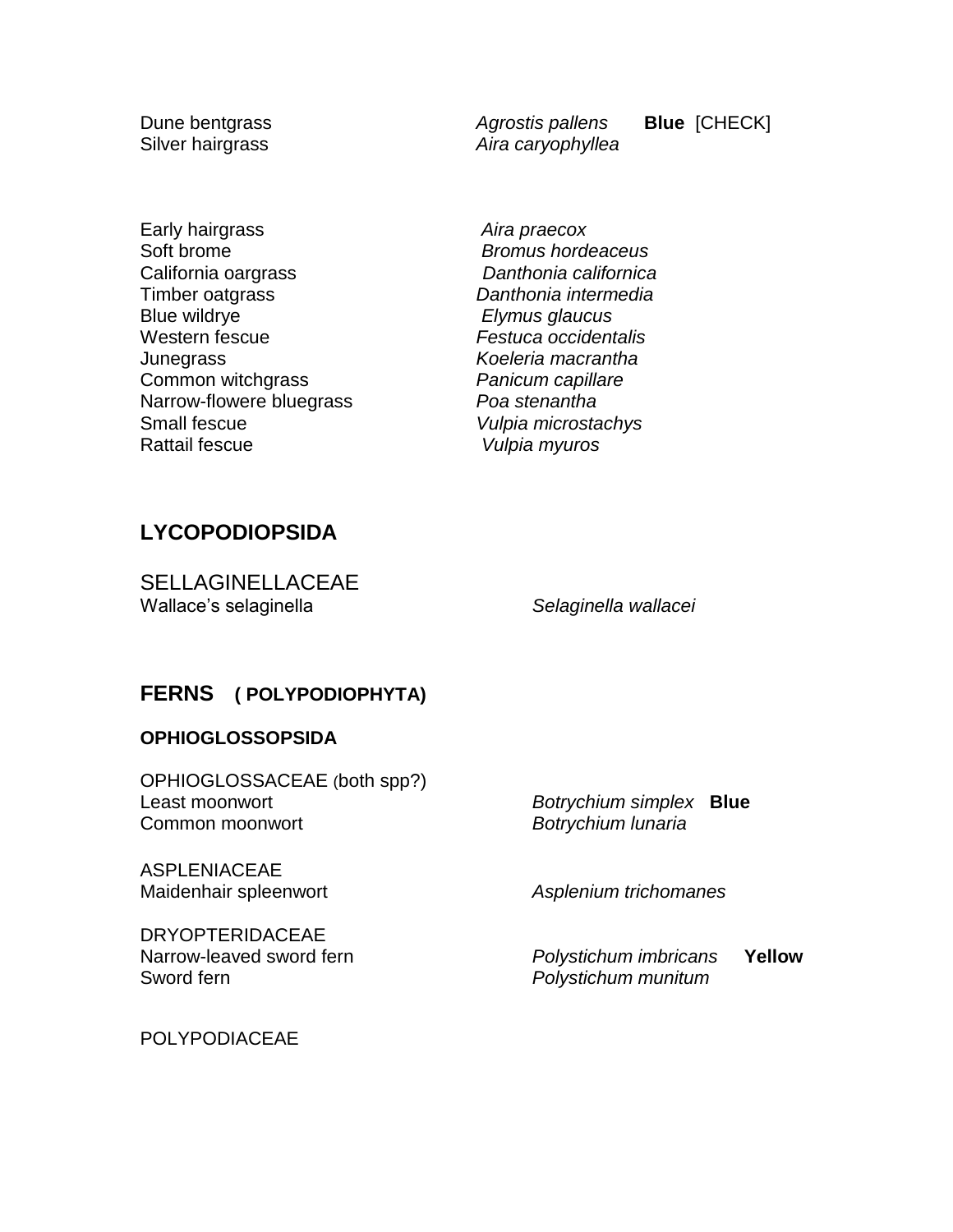| | | |
|---|---|---|
| Dune bentgrass | *Agrostis pallens* | **Blue** [CHECK] |
| Silver hairgrass | *Aira caryophyllea* | |
| | | |
| Early hairgrass | *Aira praecox* | |
| Soft brome | *Bromus hordeaceus* | |
| California oargrass | *Danthonia californica* | |
| Timber oatgrass | *Danthonia intermedia* | |
| Blue wildrye | *Elymus glaucus* | |
| Western fescue | *Festuca occidentalis* | |
| Junegrass | *Koeleria macrantha* | |
| Common witchgrass | *Panicum capillare* | |
| Narrow-flowere bluegrass | *Poa stenantha* | |
| Small fescue | *Vulpia microstachys* | |
| Rattail fescue | *Vulpia myuros* | |

## LYCOPODIOPSIDA

SELLAGINELLACEAE

| | | |
|---|---|---|
| Wallace's selaginella | *Selaginella wallacei* | |

## FERNS ( POLYPODIOPHYTA)

### OPHIOGLOSSOPSIDA

OPHIOGLOSSACEAE (both spp?)

| | | |
|---|---|---|
| Least moonwort | *Botrychium simplex* | **Blue** |
| Common moonwort | *Botrychium lunaria* | |

ASPLENIACEAE

| | | |
|---|---|---|
| Maidenhair spleenwort | *Asplenium trichomanes* | |

DRYOPTERIDACEAE

| | | |
|---|---|---|
| Narrow-leaved sword fern | *Polystichum imbricans* | **Yellow** |
| Sword fern | *Polystichum munitum* | |

POLYPODIACEAE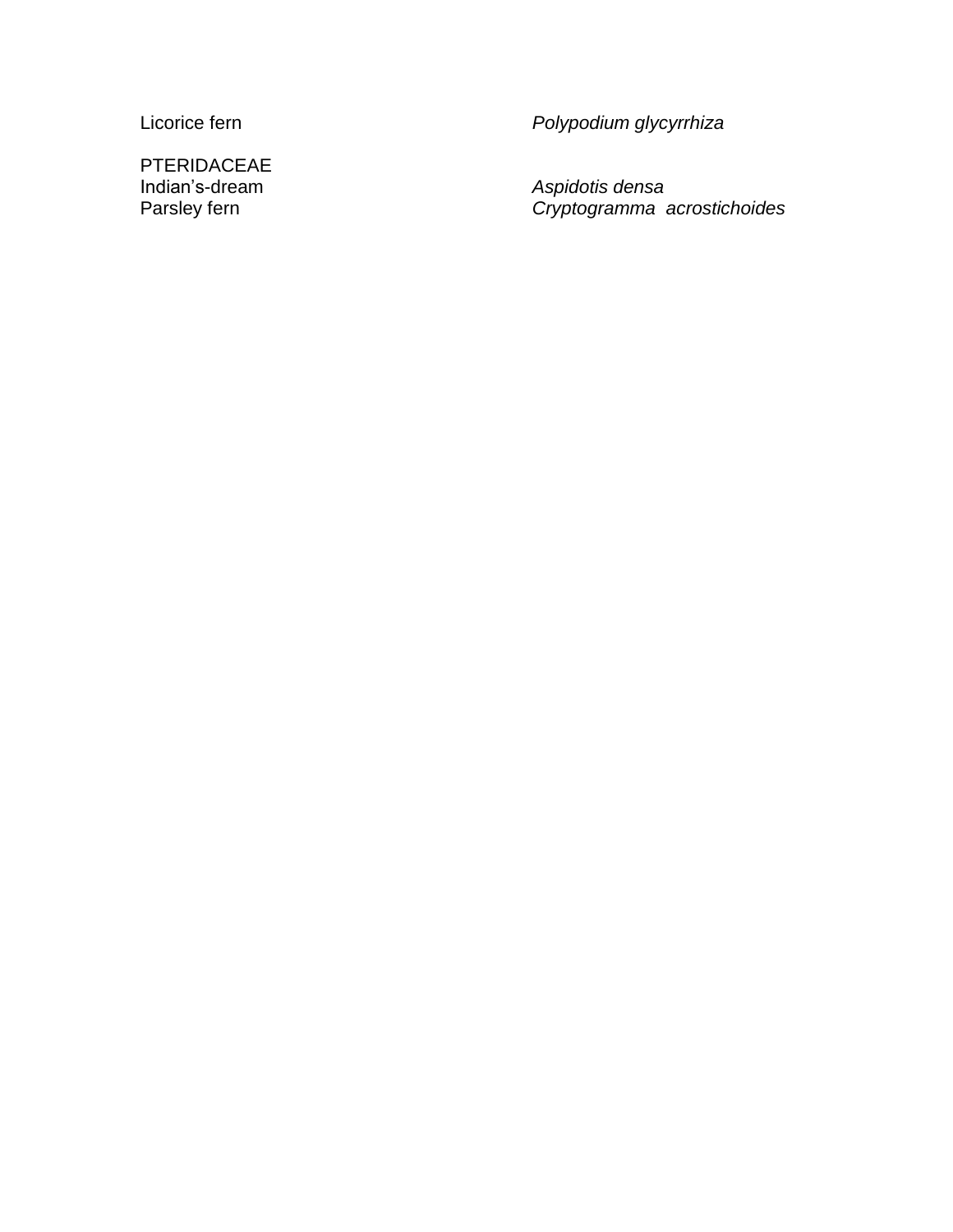| | |
|---|---|
| Licorice fern | *Polypodium glycyrrhiza* |
| | |
| PTERIDACEAE | |
| Indian’s-dream | *Aspidotis densa* |
| Parsley fern | *Cryptogramma acrostichoides* |